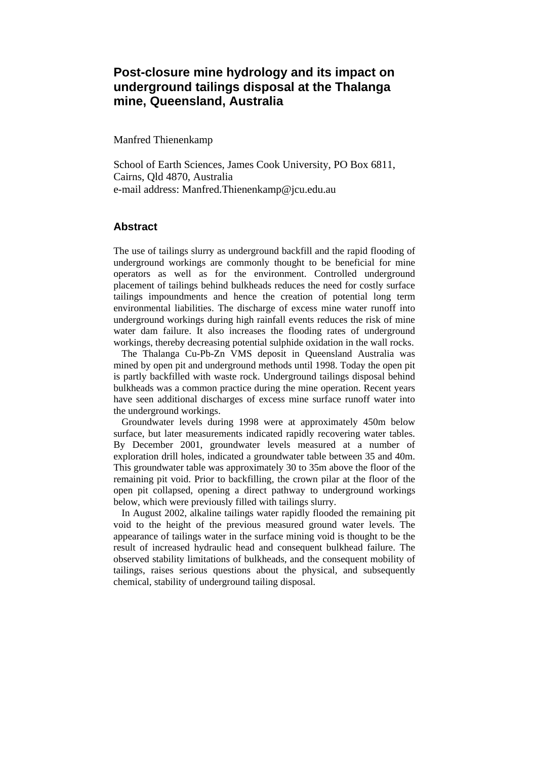# Post-closure mine hydrology and its impact on underground tailings disposal at the Thalanga mine, Queensland, Australia

Manfred Thienenkamp

School of Earth Sciences, James Cook University, PO Box 6811, Cairns, Qld 4870, Australia
e-mail address: Manfred.Thienenkamp@jcu.edu.au

## Abstract

The use of tailings slurry as underground backfill and the rapid flooding of underground workings are commonly thought to be beneficial for mine operators as well as for the environment. Controlled underground placement of tailings behind bulkheads reduces the need for costly surface tailings impoundments and hence the creation of potential long term environmental liabilities. The discharge of excess mine water runoff into underground workings during high rainfall events reduces the risk of mine water dam failure. It also increases the flooding rates of underground workings, thereby decreasing potential sulphide oxidation in the wall rocks.

The Thalanga Cu-Pb-Zn VMS deposit in Queensland Australia was mined by open pit and underground methods until 1998. Today the open pit is partly backfilled with waste rock. Underground tailings disposal behind bulkheads was a common practice during the mine operation. Recent years have seen additional discharges of excess mine surface runoff water into the underground workings.

Groundwater levels during 1998 were at approximately 450m below surface, but later measurements indicated rapidly recovering water tables. By December 2001, groundwater levels measured at a number of exploration drill holes, indicated a groundwater table between 35 and 40m. This groundwater table was approximately 30 to 35m above the floor of the remaining pit void. Prior to backfilling, the crown pilar at the floor of the open pit collapsed, opening a direct pathway to underground workings below, which were previously filled with tailings slurry.

In August 2002, alkaline tailings water rapidly flooded the remaining pit void to the height of the previous measured ground water levels. The appearance of tailings water in the surface mining void is thought to be the result of increased hydraulic head and consequent bulkhead failure. The observed stability limitations of bulkheads, and the consequent mobility of tailings, raises serious questions about the physical, and subsequently chemical, stability of underground tailing disposal.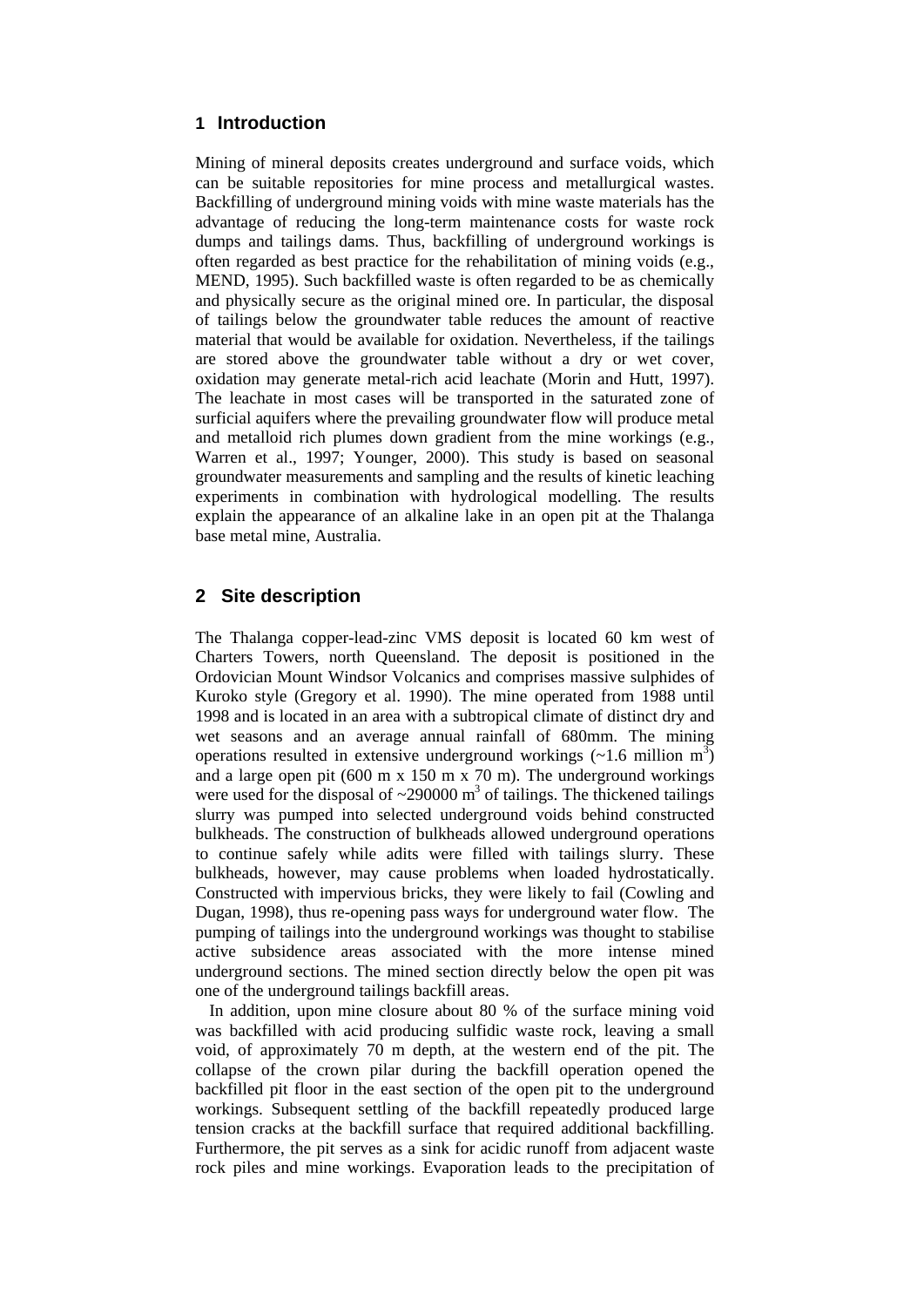## 1 Introduction

Mining of mineral deposits creates underground and surface voids, which can be suitable repositories for mine process and metallurgical wastes. Backfilling of underground mining voids with mine waste materials has the advantage of reducing the long-term maintenance costs for waste rock dumps and tailings dams. Thus, backfilling of underground workings is often regarded as best practice for the rehabilitation of mining voids (e.g., MEND, 1995). Such backfilled waste is often regarded to be as chemically and physically secure as the original mined ore. In particular, the disposal of tailings below the groundwater table reduces the amount of reactive material that would be available for oxidation. Nevertheless, if the tailings are stored above the groundwater table without a dry or wet cover, oxidation may generate metal-rich acid leachate (Morin and Hutt, 1997). The leachate in most cases will be transported in the saturated zone of surficial aquifers where the prevailing groundwater flow will produce metal and metalloid rich plumes down gradient from the mine workings (e.g., Warren et al., 1997; Younger, 2000). This study is based on seasonal groundwater measurements and sampling and the results of kinetic leaching experiments in combination with hydrological modelling. The results explain the appearance of an alkaline lake in an open pit at the Thalanga base metal mine, Australia.

## 2 Site description

The Thalanga copper-lead-zinc VMS deposit is located 60 km west of Charters Towers, north Queensland. The deposit is positioned in the Ordovician Mount Windsor Volcanics and comprises massive sulphides of Kuroko style (Gregory et al. 1990). The mine operated from 1988 until 1998 and is located in an area with a subtropical climate of distinct dry and wet seasons and an average annual rainfall of 680mm. The mining operations resulted in extensive underground workings (~1.6 million $m^3$) and a large open pit (600 m x 150 m x 70 m). The underground workings were used for the disposal of ~290000 $m^3$ of tailings. The thickened tailings slurry was pumped into selected underground voids behind constructed bulkheads. The construction of bulkheads allowed underground operations to continue safely while adits were filled with tailings slurry. These bulkheads, however, may cause problems when loaded hydrostatically. Constructed with impervious bricks, they were likely to fail (Cowling and Dugan, 1998), thus re-opening pass ways for underground water flow. The pumping of tailings into the underground workings was thought to stabilise active subsidence areas associated with the more intense mined underground sections. The mined section directly below the open pit was one of the underground tailings backfill areas.

In addition, upon mine closure about 80 % of the surface mining void was backfilled with acid producing sulfidic waste rock, leaving a small void, of approximately 70 m depth, at the western end of the pit. The collapse of the crown pilar during the backfill operation opened the backfilled pit floor in the east section of the open pit to the underground workings. Subsequent settling of the backfill repeatedly produced large tension cracks at the backfill surface that required additional backfilling. Furthermore, the pit serves as a sink for acidic runoff from adjacent waste rock piles and mine workings. Evaporation leads to the precipitation of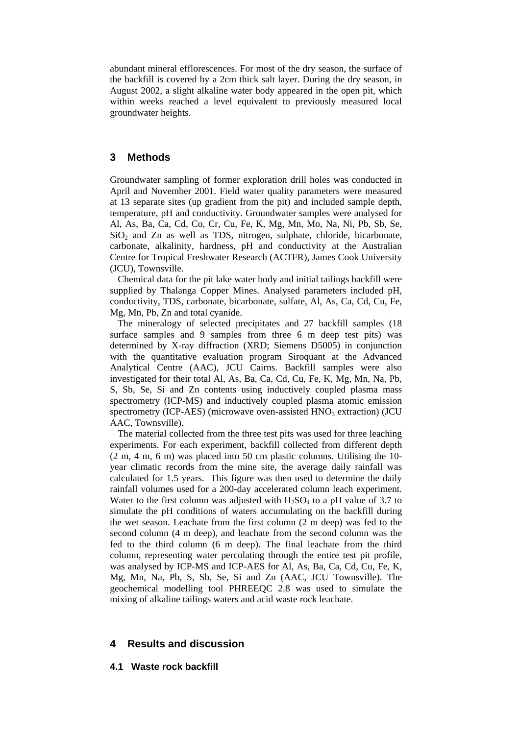abundant mineral efflorescences. For most of the dry season, the surface of the backfill is covered by a 2cm thick salt layer. During the dry season, in August 2002, a slight alkaline water body appeared in the open pit, which within weeks reached a level equivalent to previously measured local groundwater heights.

## 3 Methods

Groundwater sampling of former exploration drill holes was conducted in April and November 2001. Field water quality parameters were measured at 13 separate sites (up gradient from the pit) and included sample depth, temperature, pH and conductivity. Groundwater samples were analysed for Al, As, Ba, Ca, Cd, Co, Cr, Cu, Fe, K, Mg, Mn, Mo, Na, Ni, Pb, Sb, Se, $SiO_2$ and Zn as well as TDS, nitrogen, sulphate, chloride, bicarbonate, carbonate, alkalinity, hardness, pH and conductivity at the Australian Centre for Tropical Freshwater Research (ACTFR), James Cook University (JCU), Townsville.

Chemical data for the pit lake water body and initial tailings backfill were supplied by Thalanga Copper Mines. Analysed parameters included pH, conductivity, TDS, carbonate, bicarbonate, sulfate, Al, As, Ca, Cd, Cu, Fe, Mg, Mn, Pb, Zn and total cyanide.

The mineralogy of selected precipitates and 27 backfill samples (18 surface samples and 9 samples from three 6 m deep test pits) was determined by X-ray diffraction (XRD; Siemens D5005) in conjunction with the quantitative evaluation program Siroquant at the Advanced Analytical Centre (AAC), JCU Cairns. Backfill samples were also investigated for their total Al, As, Ba, Ca, Cd, Cu, Fe, K, Mg, Mn, Na, Pb, S, Sb, Se, Si and Zn contents using inductively coupled plasma mass spectrometry (ICP-MS) and inductively coupled plasma atomic emission spectrometry (ICP-AES) (microwave oven-assisted $HNO_3$ extraction) (JCU AAC, Townsville).

The material collected from the three test pits was used for three leaching experiments. For each experiment, backfill collected from different depth (2 m, 4 m, 6 m) was placed into 50 cm plastic columns. Utilising the 10-year climatic records from the mine site, the average daily rainfall was calculated for 1.5 years. This figure was then used to determine the daily rainfall volumes used for a 200-day accelerated column leach experiment. Water to the first column was adjusted with $H_2SO_4$ to a pH value of 3.7 to simulate the pH conditions of waters accumulating on the backfill during the wet season. Leachate from the first column (2 m deep) was fed to the second column (4 m deep), and leachate from the second column was the fed to the third column (6 m deep). The final leachate from the third column, representing water percolating through the entire test pit profile, was analysed by ICP-MS and ICP-AES for Al, As, Ba, Ca, Cd, Cu, Fe, K, Mg, Mn, Na, Pb, S, Sb, Se, Si and Zn (AAC, JCU Townsville). The geochemical modelling tool PHREEQC 2.8 was used to simulate the mixing of alkaline tailings waters and acid waste rock leachate.

## 4 Results and discussion

### 4.1 Waste rock backfill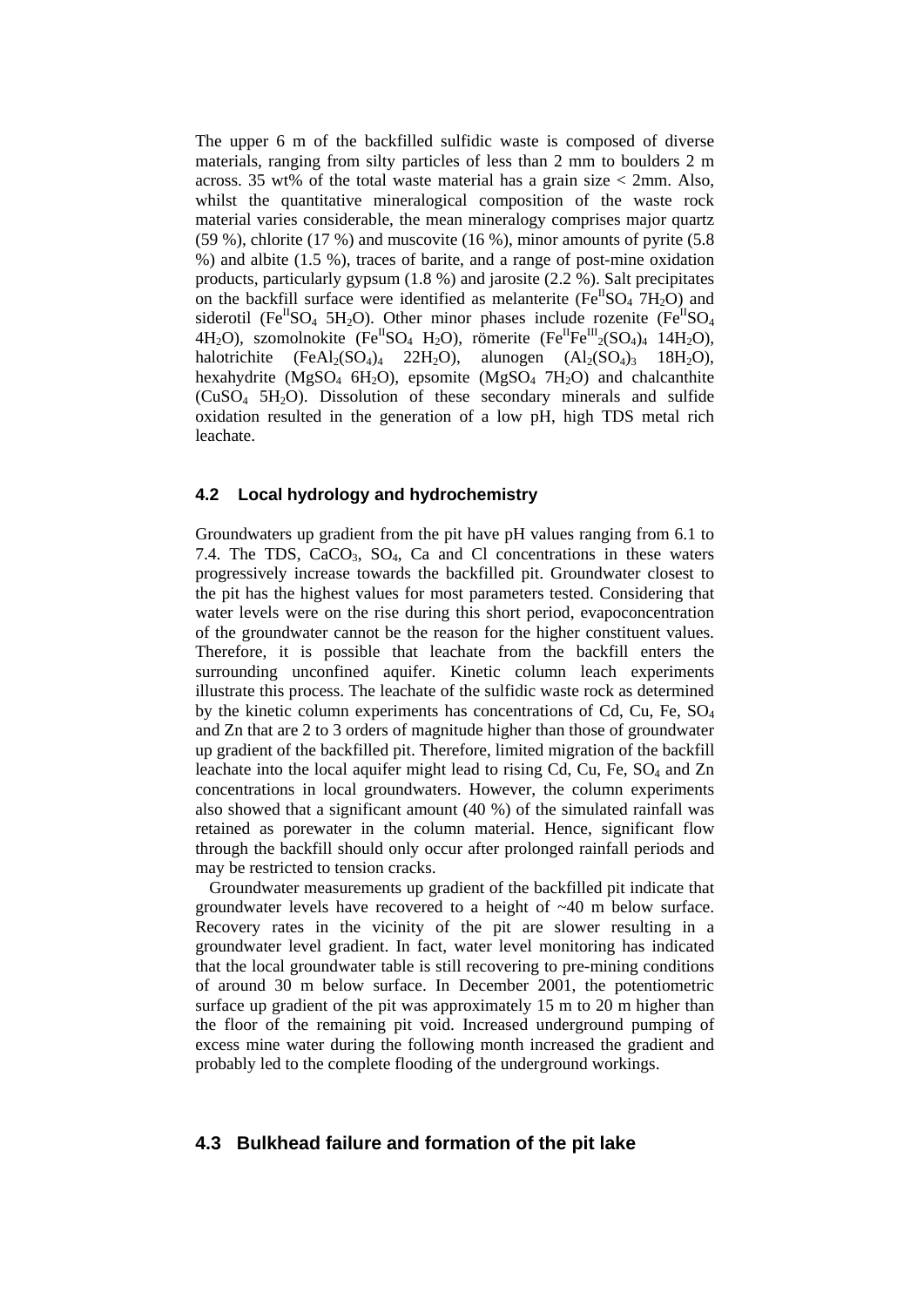The upper 6 m of the backfilled sulfidic waste is composed of diverse materials, ranging from silty particles of less than 2 mm to boulders 2 m across. 35 wt% of the total waste material has a grain size < 2mm. Also, whilst the quantitative mineralogical composition of the waste rock material varies considerable, the mean mineralogy comprises major quartz (59 %), chlorite (17 %) and muscovite (16 %), minor amounts of pyrite (5.8 %) and albite (1.5 %), traces of barite, and a range of post-mine oxidation products, particularly gypsum (1.8 %) and jarosite (2.2 %). Salt precipitates on the backfill surface were identified as melanterite ($Fe^{II}SO_4$ $7H_2O$) and siderotil ($Fe^{II}SO_4$ $5H_2O$). Other minor phases include rozenite ($Fe^{II}SO_4$ $4H_2O$), szomolnokite ($Fe^{II}SO_4$ $H_2O$), römerite ($Fe^{II}Fe^{III}{}_2(SO_4)_4$ $14H_2O$), halotrichite ($FeAl_2(SO_4)_4$ $22H_2O$), alunogen ($Al_2(SO_4)_3$ $18H_2O$), hexahydrite ($MgSO_4$ $6H_2O$), epsomite ($MgSO_4$ $7H_2O$) and chalcanthite ($CuSO_4$ $5H_2O$). Dissolution of these secondary minerals and sulfide oxidation resulted in the generation of a low pH, high TDS metal rich leachate.

## 4.2 Local hydrology and hydrochemistry

Groundwaters up gradient from the pit have pH values ranging from 6.1 to 7.4. The TDS, $CaCO_3$, $SO_4$, Ca and Cl concentrations in these waters progressively increase towards the backfilled pit. Groundwater closest to the pit has the highest values for most parameters tested. Considering that water levels were on the rise during this short period, evapoconcentration of the groundwater cannot be the reason for the higher constituent values. Therefore, it is possible that leachate from the backfill enters the surrounding unconfined aquifer. Kinetic column leach experiments illustrate this process. The leachate of the sulfidic waste rock as determined by the kinetic column experiments has concentrations of Cd, Cu, Fe, $SO_4$ and Zn that are 2 to 3 orders of magnitude higher than those of groundwater up gradient of the backfilled pit. Therefore, limited migration of the backfill leachate into the local aquifer might lead to rising Cd, Cu, Fe, $SO_4$ and Zn concentrations in local groundwaters. However, the column experiments also showed that a significant amount (40 %) of the simulated rainfall was retained as porewater in the column material. Hence, significant flow through the backfill should only occur after prolonged rainfall periods and may be restricted to tension cracks.

Groundwater measurements up gradient of the backfilled pit indicate that groundwater levels have recovered to a height of ~40 m below surface. Recovery rates in the vicinity of the pit are slower resulting in a groundwater level gradient. In fact, water level monitoring has indicated that the local groundwater table is still recovering to pre-mining conditions of around 30 m below surface. In December 2001, the potentiometric surface up gradient of the pit was approximately 15 m to 20 m higher than the floor of the remaining pit void. Increased underground pumping of excess mine water during the following month increased the gradient and probably led to the complete flooding of the underground workings.

## 4.3 Bulkhead failure and formation of the pit lake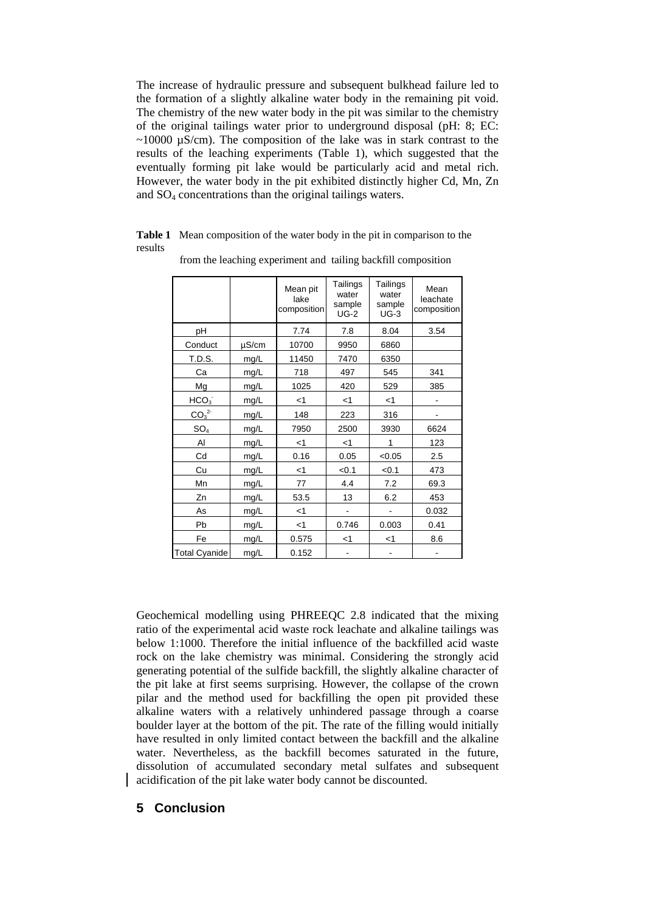The increase of hydraulic pressure and subsequent bulkhead failure led to the formation of a slightly alkaline water body in the remaining pit void. The chemistry of the new water body in the pit was similar to the chemistry of the original tailings water prior to underground disposal (pH: 8; EC: ~10000 µS/cm). The composition of the lake was in stark contrast to the results of the leaching experiments (Table 1), which suggested that the eventually forming pit lake would be particularly acid and metal rich. However, the water body in the pit exhibited distinctly higher Cd, Mn, Zn and $SO_4$ concentrations than the original tailings waters.

**Table 1** Mean composition of the water body in the pit in comparison to the results from the leaching experiment and tailing backfill composition

| | | Mean pit lake composition | Tailings water sample UG-2 | Tailings water sample UG-3 | Mean leachate composition |
|---|---|---|---|---|---|
| pH | | 7.74 | 7.8 | 8.04 | 3.54 |
| Conduct | µS/cm | 10700 | 9950 | 6860 | |
| T.D.S. | mg/L | 11450 | 7470 | 6350 | |
| Ca | mg/L | 718 | 497 | 545 | 341 |
| Mg | mg/L | 1025 | 420 | 529 | 385 |
| $HCO_3^-$ | mg/L | <1 | <1 | <1 | - |
| $CO_3^{2-}$ | mg/L | 148 | 223 | 316 | - |
| $SO_4$ | mg/L | 7950 | 2500 | 3930 | 6624 |
| Al | mg/L | <1 | <1 | 1 | 123 |
| Cd | mg/L | 0.16 | 0.05 | <0.05 | 2.5 |
| Cu | mg/L | <1 | <0.1 | <0.1 | 473 |
| Mn | mg/L | 77 | 4.4 | 7.2 | 69.3 |
| Zn | mg/L | 53.5 | 13 | 6.2 | 453 |
| As | mg/L | <1 | - | - | 0.032 |
| Pb | mg/L | <1 | 0.746 | 0.003 | 0.41 |
| Fe | mg/L | 0.575 | <1 | <1 | 8.6 |
| Total Cyanide | mg/L | 0.152 | - | - | - |

Geochemical modelling using PHREEQC 2.8 indicated that the mixing ratio of the experimental acid waste rock leachate and alkaline tailings was below 1:1000. Therefore the initial influence of the backfilled acid waste rock on the lake chemistry was minimal. Considering the strongly acid generating potential of the sulfide backfill, the slightly alkaline character of the pit lake at first seems surprising. However, the collapse of the crown pilar and the method used for backfilling the open pit provided these alkaline waters with a relatively unhindered passage through a coarse boulder layer at the bottom of the pit. The rate of the filling would initially have resulted in only limited contact between the backfill and the alkaline water. Nevertheless, as the backfill becomes saturated in the future, dissolution of accumulated secondary metal sulfates and subsequent acidification of the pit lake water body cannot be discounted.

## 5 Conclusion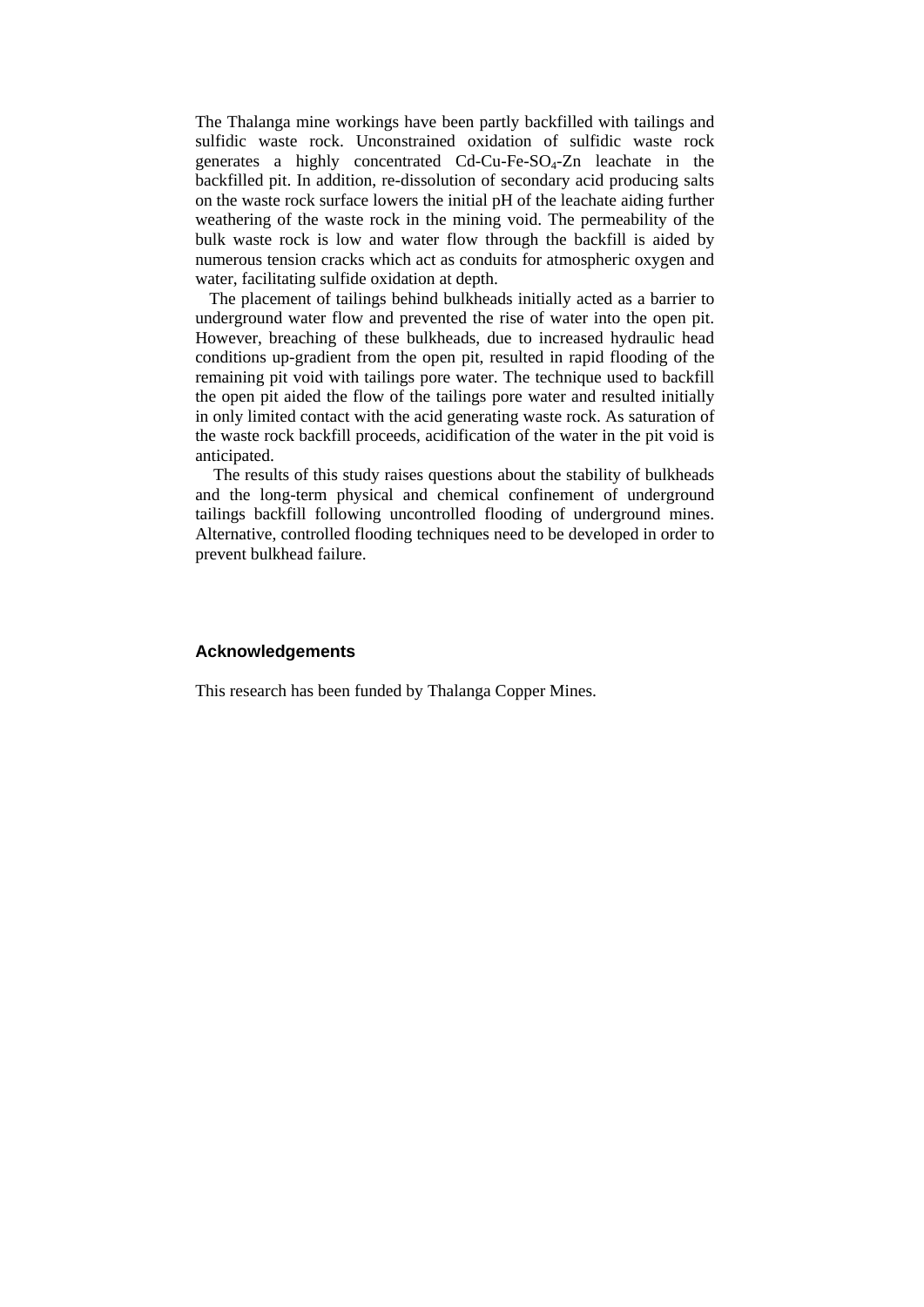The Thalanga mine workings have been partly backfilled with tailings and sulfidic waste rock. Unconstrained oxidation of sulfidic waste rock generates a highly concentrated Cd-Cu-Fe-$SO_4$-Zn leachate in the backfilled pit. In addition, re-dissolution of secondary acid producing salts on the waste rock surface lowers the initial pH of the leachate aiding further weathering of the waste rock in the mining void. The permeability of the bulk waste rock is low and water flow through the backfill is aided by numerous tension cracks which act as conduits for atmospheric oxygen and water, facilitating sulfide oxidation at depth.

The placement of tailings behind bulkheads initially acted as a barrier to underground water flow and prevented the rise of water into the open pit. However, breaching of these bulkheads, due to increased hydraulic head conditions up-gradient from the open pit, resulted in rapid flooding of the remaining pit void with tailings pore water. The technique used to backfill the open pit aided the flow of the tailings pore water and resulted initially in only limited contact with the acid generating waste rock. As saturation of the waste rock backfill proceeds, acidification of the water in the pit void is anticipated.

The results of this study raises questions about the stability of bulkheads and the long-term physical and chemical confinement of underground tailings backfill following uncontrolled flooding of underground mines. Alternative, controlled flooding techniques need to be developed in order to prevent bulkhead failure.

## Acknowledgements

This research has been funded by Thalanga Copper Mines.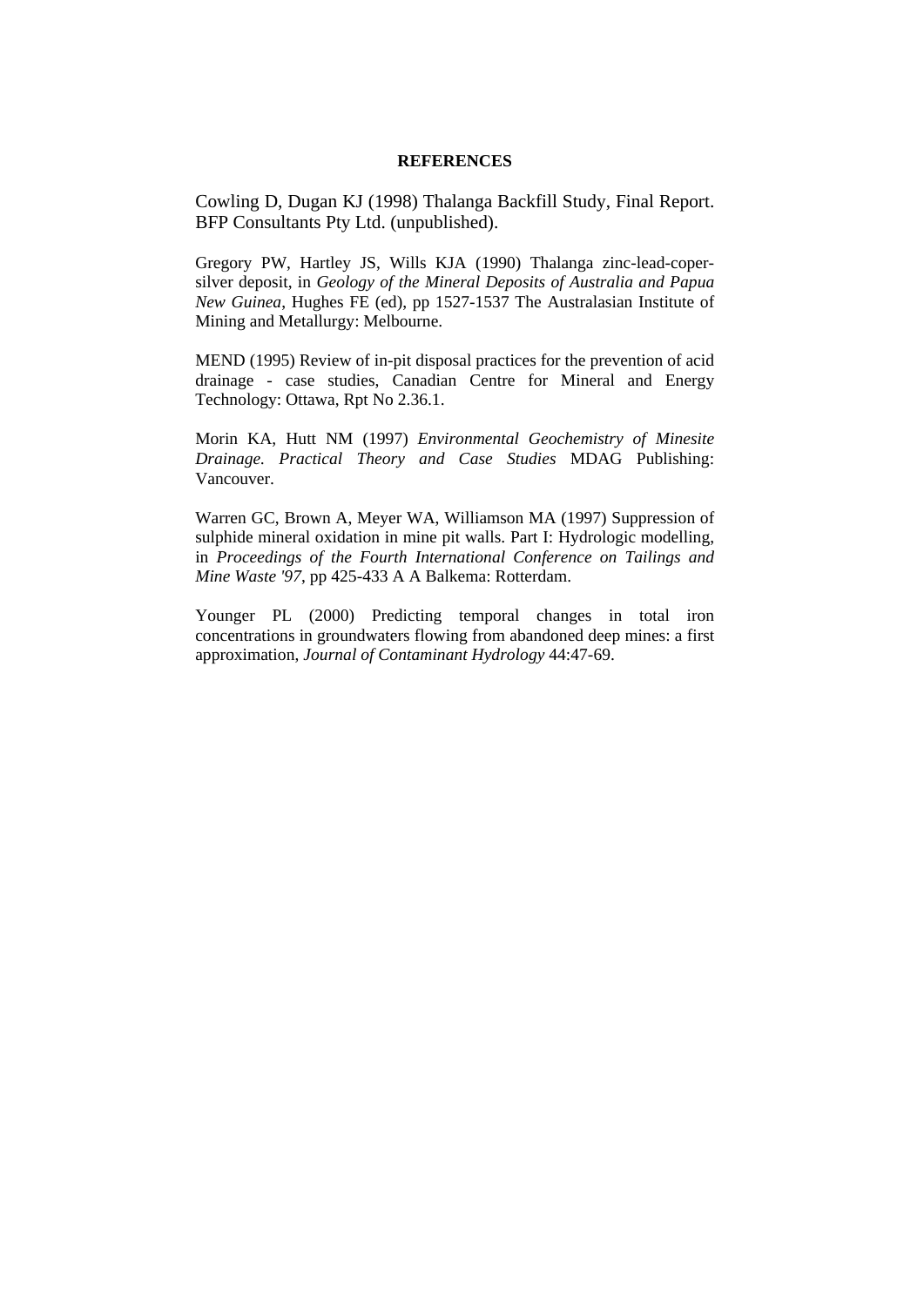**REFERENCES**

Cowling D, Dugan KJ (1998) Thalanga Backfill Study, Final Report. BFP Consultants Pty Ltd. (unpublished).

Gregory PW, Hartley JS, Wills KJA (1990) Thalanga zinc-lead-coper-silver deposit, in *Geology of the Mineral Deposits of Australia and Papua New Guinea*, Hughes FE (ed), pp 1527-1537 The Australasian Institute of Mining and Metallurgy: Melbourne.

MEND (1995) Review of in-pit disposal practices for the prevention of acid drainage - case studies, Canadian Centre for Mineral and Energy Technology: Ottawa, Rpt No 2.36.1.

Morin KA, Hutt NM (1997) *Environmental Geochemistry of Minesite Drainage. Practical Theory and Case Studies* MDAG Publishing: Vancouver.

Warren GC, Brown A, Meyer WA, Williamson MA (1997) Suppression of sulphide mineral oxidation in mine pit walls. Part I: Hydrologic modelling, in *Proceedings of the Fourth International Conference on Tailings and Mine Waste '97*, pp 425-433 A A Balkema: Rotterdam.

Younger PL (2000) Predicting temporal changes in total iron concentrations in groundwaters flowing from abandoned deep mines: a first approximation, *Journal of Contaminant Hydrology* 44:47-69.